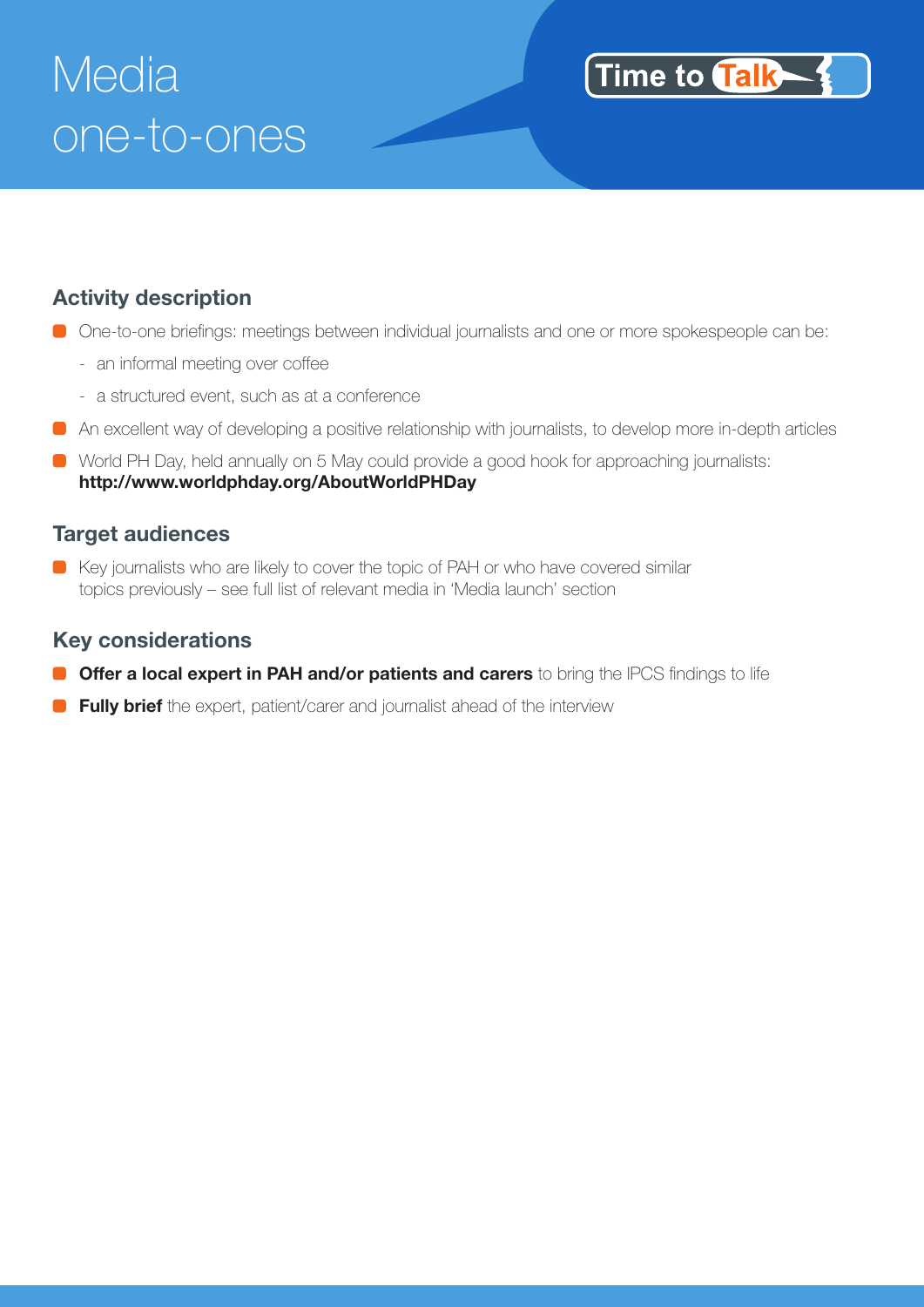# Media one-to-ones

Time to Talk

## Activity description

- One-to-one briefings: meetings between individual journalists and one or more spokespeople can be:
  - an informal meeting over coffee
  - a structured event, such as at a conference
- An excellent way of developing a positive relationship with journalists, to develop more in-depth articles
- World PH Day, held annually on 5 May could provide a good hook for approaching journalists: **http://www.worldphday.org/AboutWorldPHDay**

## Target audiences

- Key journalists who are likely to cover the topic of PAH or who have covered similar topics previously – see full list of relevant media in 'Media launch' section

## Key considerations

- **Offer a local expert in PAH and/or patients and carers** to bring the IPCS findings to life
- **Fully brief** the expert, patient/carer and journalist ahead of the interview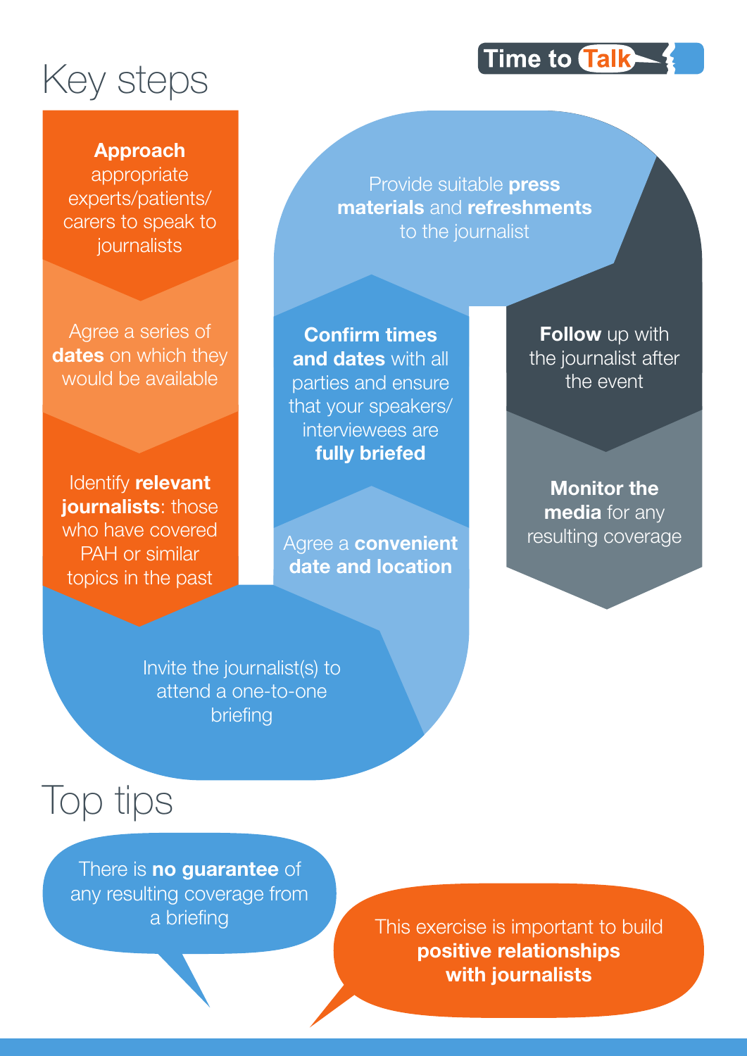# Key steps

1. **Approach** appropriate experts/patients/carers to speak to journalists
2. Agree a series of **dates** on which they would be available
3. Identify **relevant journalists**: those who have covered PAH or similar topics in the past
4. Invite the journalist(s) to attend a one-to-one briefing
5. Agree a **convenient date and location**
6. **Confirm times and dates** with all parties and ensure that your speakers/interviewees are **fully briefed**
7. Provide suitable **press materials** and **refreshments** to the journalist
8. **Follow** up with the journalist after the event
9. **Monitor the media** for any resulting coverage

# Top tips

- There is **no guarantee** of any resulting coverage from a briefing
- This exercise is important to build **positive relationships with journalists**